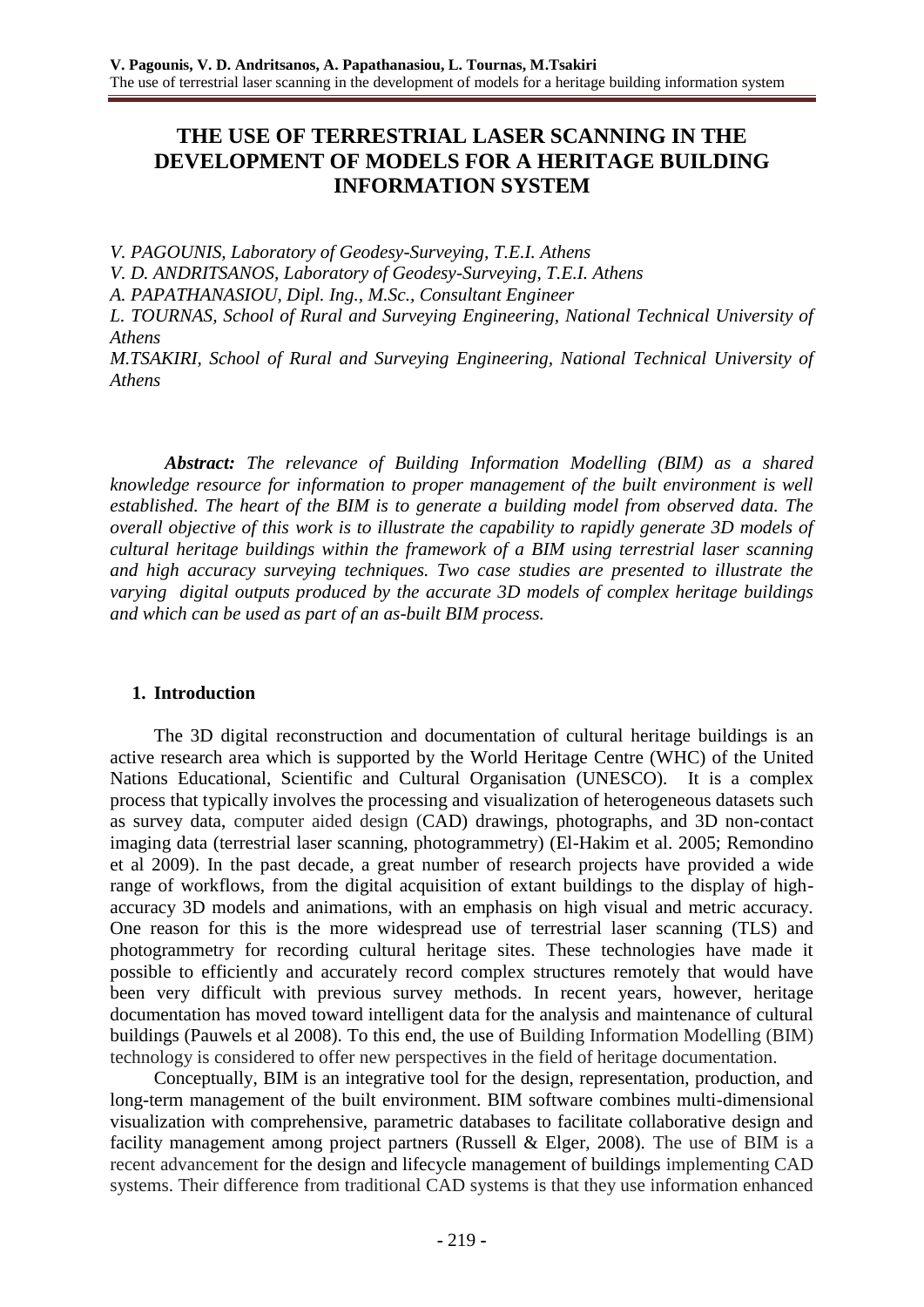# THE USE OF TERRESTRIAL LASER SCANNING IN THE DEVELOPMENT OF MODELS FOR A HERITAGE BUILDING INFORMATION SYSTEM

*V. PAGOUNIS, Laboratory of Geodesy-Surveying, T.E.I. Athens*
*V. D. ANDRITSANOS, Laboratory of Geodesy-Surveying, T.E.I. Athens*
*A. PAPATHANASIOU, Dipl. Ing., M.Sc., Consultant Engineer*
*L. TOURNAS, School of Rural and Surveying Engineering, National Technical University of Athens*
*M.TSAKIRI, School of Rural and Surveying Engineering, National Technical University of Athens*

***Abstract:*** *The relevance of Building Information Modelling (BIM) as a shared knowledge resource for information to proper management of the built environment is well established. The heart of the BIM is to generate a building model from observed data. The overall objective of this work is to illustrate the capability to rapidly generate 3D models of cultural heritage buildings within the framework of a BIM using terrestrial laser scanning and high accuracy surveying techniques. Two case studies are presented to illustrate the varying digital outputs produced by the accurate 3D models of complex heritage buildings and which can be used as part of an as-built BIM process.*

## 1. Introduction

The 3D digital reconstruction and documentation of cultural heritage buildings is an active research area which is supported by the World Heritage Centre (WHC) of the United Nations Educational, Scientific and Cultural Organisation (UNESCO). It is a complex process that typically involves the processing and visualization of heterogeneous datasets such as survey data, computer aided design (CAD) drawings, photographs, and 3D non-contact imaging data (terrestrial laser scanning, photogrammetry) (El-Hakim et al. 2005; Remondino et al 2009). In the past decade, a great number of research projects have provided a wide range of workflows, from the digital acquisition of extant buildings to the display of high-accuracy 3D models and animations, with an emphasis on high visual and metric accuracy. One reason for this is the more widespread use of terrestrial laser scanning (TLS) and photogrammetry for recording cultural heritage sites. These technologies have made it possible to efficiently and accurately record complex structures remotely that would have been very difficult with previous survey methods. In recent years, however, heritage documentation has moved toward intelligent data for the analysis and maintenance of cultural buildings (Pauwels et al 2008). To this end, the use of Building Information Modelling (BIM) technology is considered to offer new perspectives in the field of heritage documentation.

Conceptually, BIM is an integrative tool for the design, representation, production, and long-term management of the built environment. BIM software combines multi-dimensional visualization with comprehensive, parametric databases to facilitate collaborative design and facility management among project partners (Russell & Elger, 2008). The use of BIM is a recent advancement for the design and lifecycle management of buildings implementing CAD systems. Their difference from traditional CAD systems is that they use information enhanced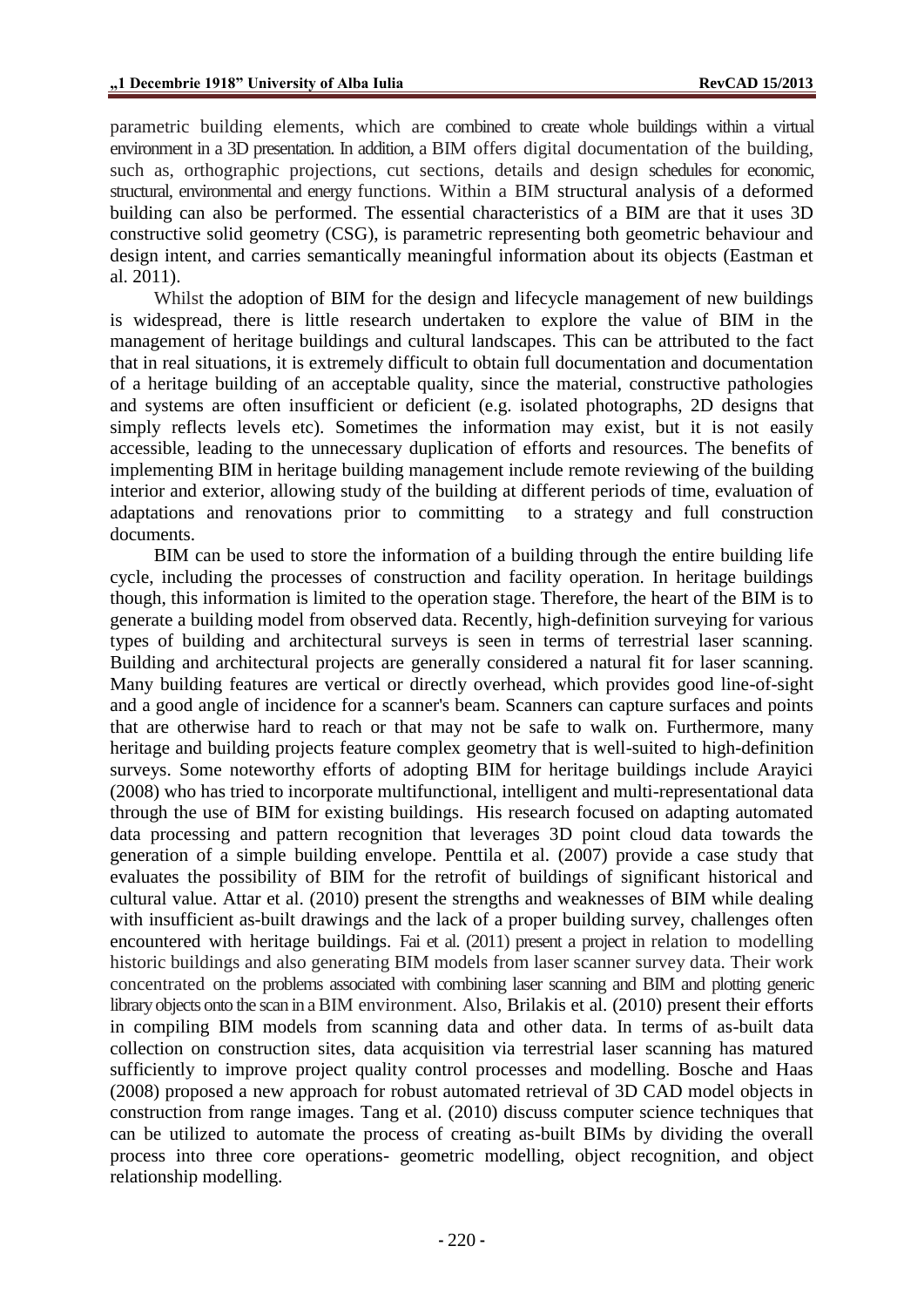parametric building elements, which are combined to create whole buildings within a virtual environment in a 3D presentation. In addition, a BIM offers digital documentation of the building, such as, orthographic projections, cut sections, details and design schedules for economic, structural, environmental and energy functions. Within a BIM structural analysis of a deformed building can also be performed. The essential characteristics of a BIM are that it uses 3D constructive solid geometry (CSG), is parametric representing both geometric behaviour and design intent, and carries semantically meaningful information about its objects (Eastman et al. 2011).

Whilst the adoption of BIM for the design and lifecycle management of new buildings is widespread, there is little research undertaken to explore the value of BIM in the management of heritage buildings and cultural landscapes. This can be attributed to the fact that in real situations, it is extremely difficult to obtain full documentation and documentation of a heritage building of an acceptable quality, since the material, constructive pathologies and systems are often insufficient or deficient (e.g. isolated photographs, 2D designs that simply reflects levels etc). Sometimes the information may exist, but it is not easily accessible, leading to the unnecessary duplication of efforts and resources. The benefits of implementing BIM in heritage building management include remote reviewing of the building interior and exterior, allowing study of the building at different periods of time, evaluation of adaptations and renovations prior to committing to a strategy and full construction documents.

BIM can be used to store the information of a building through the entire building life cycle, including the processes of construction and facility operation. In heritage buildings though, this information is limited to the operation stage. Therefore, the heart of the BIM is to generate a building model from observed data. Recently, high-definition surveying for various types of building and architectural surveys is seen in terms of terrestrial laser scanning. Building and architectural projects are generally considered a natural fit for laser scanning. Many building features are vertical or directly overhead, which provides good line-of-sight and a good angle of incidence for a scanner's beam. Scanners can capture surfaces and points that are otherwise hard to reach or that may not be safe to walk on. Furthermore, many heritage and building projects feature complex geometry that is well-suited to high-definition surveys. Some noteworthy efforts of adopting BIM for heritage buildings include Arayici (2008) who has tried to incorporate multifunctional, intelligent and multi-representational data through the use of BIM for existing buildings. His research focused on adapting automated data processing and pattern recognition that leverages 3D point cloud data towards the generation of a simple building envelope. Penttila et al. (2007) provide a case study that evaluates the possibility of BIM for the retrofit of buildings of significant historical and cultural value. Attar et al. (2010) present the strengths and weaknesses of BIM while dealing with insufficient as-built drawings and the lack of a proper building survey, challenges often encountered with heritage buildings. Fai et al. (2011) present a project in relation to modelling historic buildings and also generating BIM models from laser scanner survey data. Their work concentrated on the problems associated with combining laser scanning and BIM and plotting generic library objects onto the scan in a BIM environment. Also, Brilakis et al. (2010) present their efforts in compiling BIM models from scanning data and other data. In terms of as-built data collection on construction sites, data acquisition via terrestrial laser scanning has matured sufficiently to improve project quality control processes and modelling. Bosche and Haas (2008) proposed a new approach for robust automated retrieval of 3D CAD model objects in construction from range images. Tang et al. (2010) discuss computer science techniques that can be utilized to automate the process of creating as-built BIMs by dividing the overall process into three core operations- geometric modelling, object recognition, and object relationship modelling.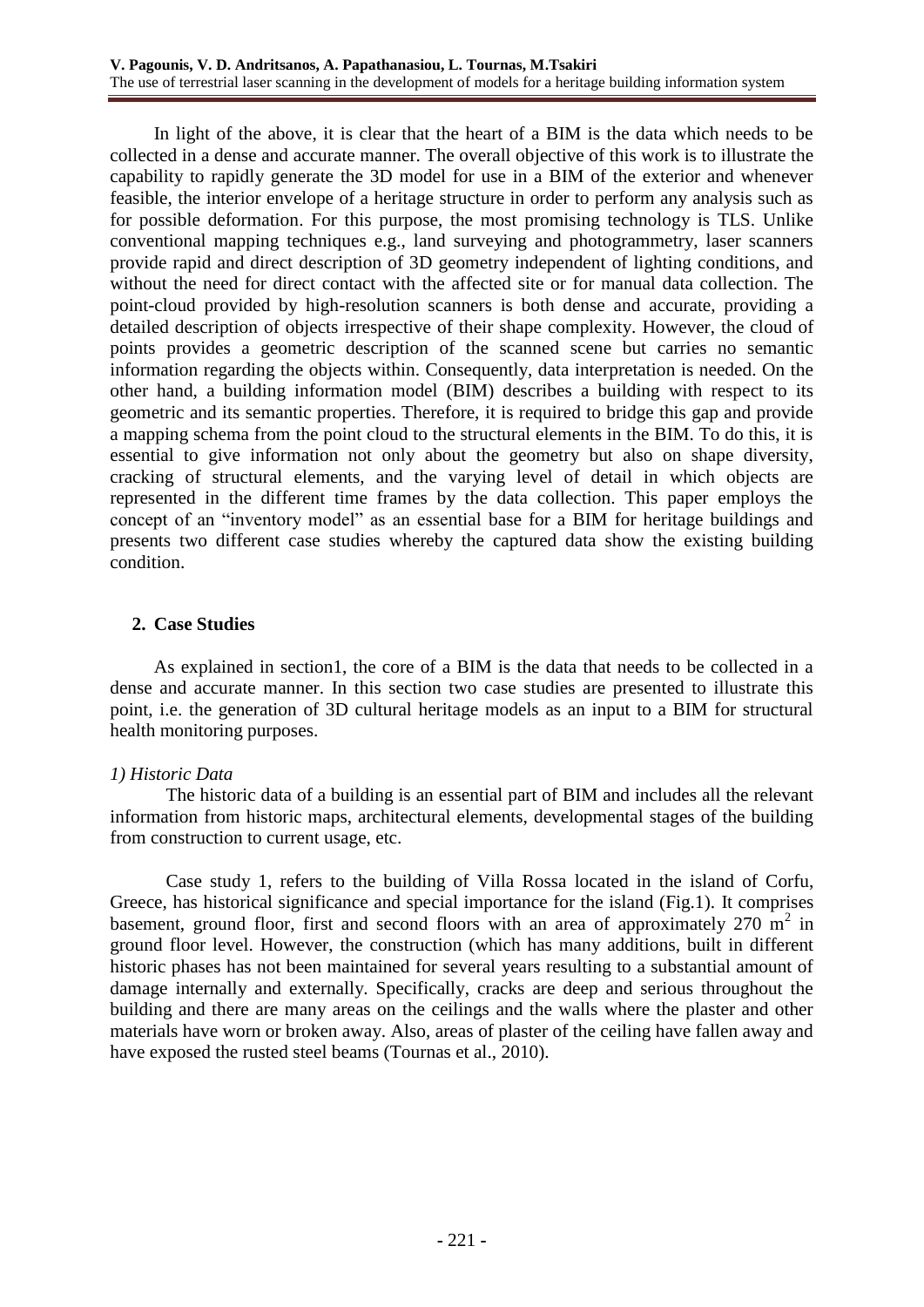In light of the above, it is clear that the heart of a BIM is the data which needs to be collected in a dense and accurate manner. The overall objective of this work is to illustrate the capability to rapidly generate the 3D model for use in a BIM of the exterior and whenever feasible, the interior envelope of a heritage structure in order to perform any analysis such as for possible deformation. For this purpose, the most promising technology is TLS. Unlike conventional mapping techniques e.g., land surveying and photogrammetry, laser scanners provide rapid and direct description of 3D geometry independent of lighting conditions, and without the need for direct contact with the affected site or for manual data collection. The point-cloud provided by high-resolution scanners is both dense and accurate, providing a detailed description of objects irrespective of their shape complexity. However, the cloud of points provides a geometric description of the scanned scene but carries no semantic information regarding the objects within. Consequently, data interpretation is needed. On the other hand, a building information model (BIM) describes a building with respect to its geometric and its semantic properties. Therefore, it is required to bridge this gap and provide a mapping schema from the point cloud to the structural elements in the BIM. To do this, it is essential to give information not only about the geometry but also on shape diversity, cracking of structural elements, and the varying level of detail in which objects are represented in the different time frames by the data collection. This paper employs the concept of an "inventory model" as an essential base for a BIM for heritage buildings and presents two different case studies whereby the captured data show the existing building condition.

## 2. Case Studies

As explained in section1, the core of a BIM is the data that needs to be collected in a dense and accurate manner. In this section two case studies are presented to illustrate this point, i.e. the generation of 3D cultural heritage models as an input to a BIM for structural health monitoring purposes.

### *1) Historic Data*

The historic data of a building is an essential part of BIM and includes all the relevant information from historic maps, architectural elements, developmental stages of the building from construction to current usage, etc.

Case study 1, refers to the building of Villa Rossa located in the island of Corfu, Greece, has historical significance and special importance for the island (Fig.1). It comprises basement, ground floor, first and second floors with an area of approximately 270 $m^2$ in ground floor level. However, the construction (which has many additions, built in different historic phases has not been maintained for several years resulting to a substantial amount of damage internally and externally. Specifically, cracks are deep and serious throughout the building and there are many areas on the ceilings and the walls where the plaster and other materials have worn or broken away. Also, areas of plaster of the ceiling have fallen away and have exposed the rusted steel beams (Tournas et al., 2010).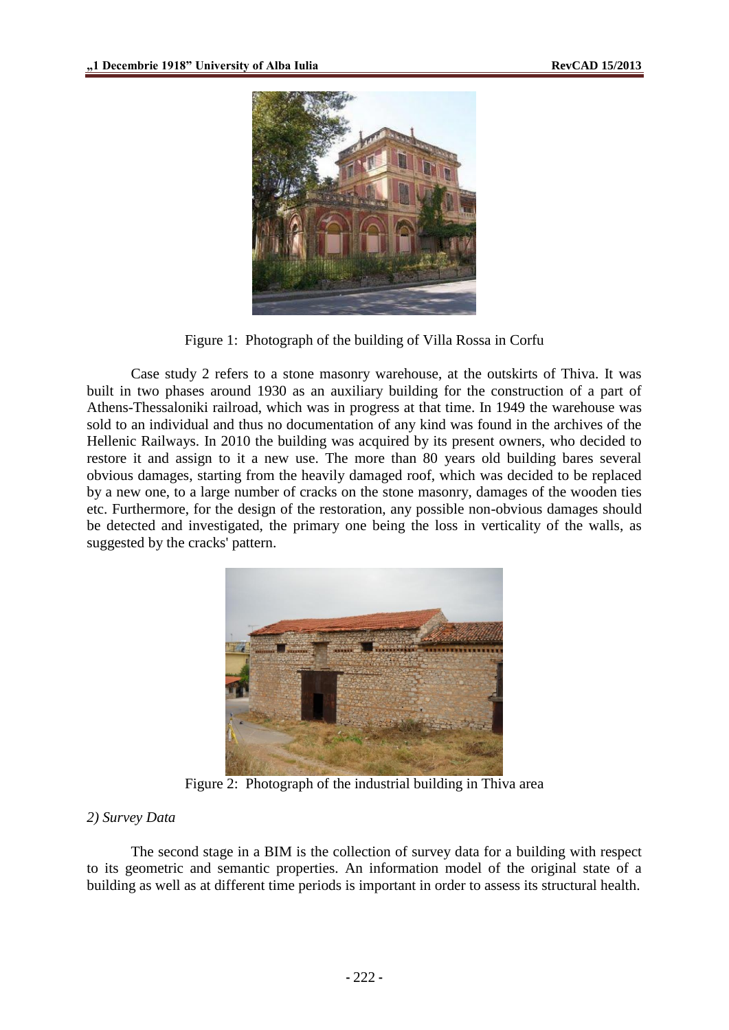Figure 1: Photograph of the building of Villa Rossa in Corfu

Case study 2 refers to a stone masonry warehouse, at the outskirts of Thiva. It was built in two phases around 1930 as an auxiliary building for the construction of a part of Athens-Thessaloniki railroad, which was in progress at that time. In 1949 the warehouse was sold to an individual and thus no documentation of any kind was found in the archives of the Hellenic Railways. In 2010 the building was acquired by its present owners, who decided to restore it and assign to it a new use. The more than 80 years old building bares several obvious damages, starting from the heavily damaged roof, which was decided to be replaced by a new one, to a large number of cracks on the stone masonry, damages of the wooden ties etc. Furthermore, for the design of the restoration, any possible non-obvious damages should be detected and investigated, the primary one being the loss in verticality of the walls, as suggested by the cracks' pattern.

Figure 2: Photograph of the industrial building in Thiva area

*2) Survey Data*

The second stage in a BIM is the collection of survey data for a building with respect to its geometric and semantic properties. An information model of the original state of a building as well as at different time periods is important in order to assess its structural health.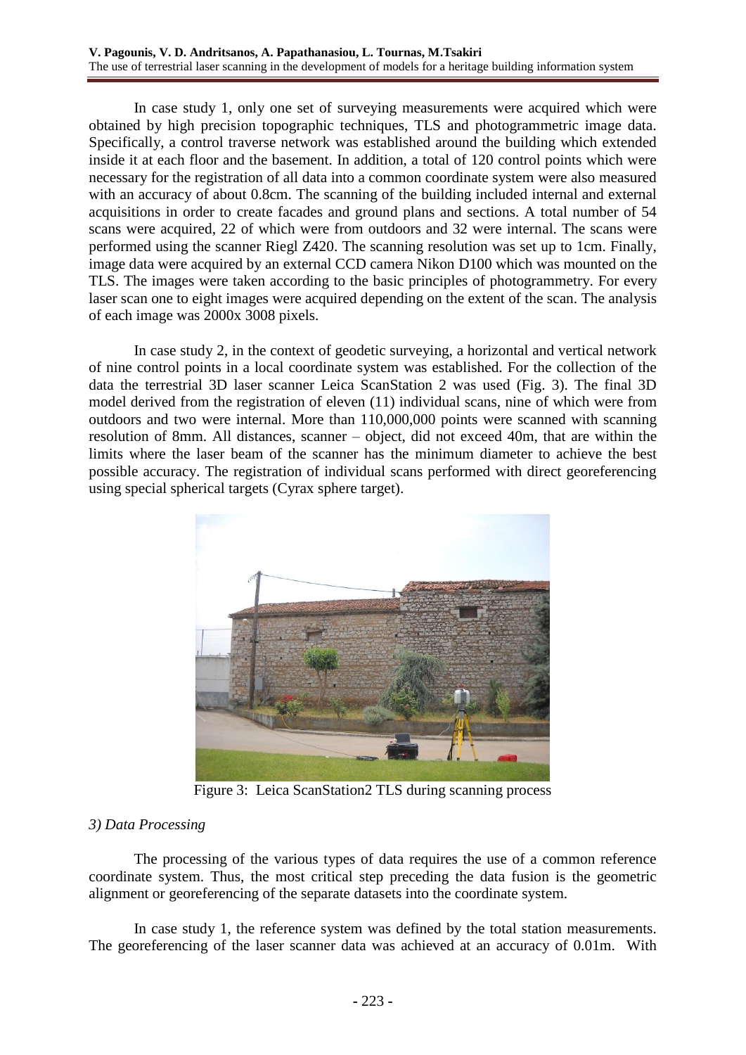In case study 1, only one set of surveying measurements were acquired which were obtained by high precision topographic techniques, TLS and photogrammetric image data. Specifically, a control traverse network was established around the building which extended inside it at each floor and the basement. In addition, a total of 120 control points which were necessary for the registration of all data into a common coordinate system were also measured with an accuracy of about 0.8cm. The scanning of the building included internal and external acquisitions in order to create facades and ground plans and sections. A total number of 54 scans were acquired, 22 of which were from outdoors and 32 were internal. The scans were performed using the scanner Riegl Z420. The scanning resolution was set up to 1cm. Finally, image data were acquired by an external CCD camera Nikon D100 which was mounted on the TLS. The images were taken according to the basic principles of photogrammetry. For every laser scan one to eight images were acquired depending on the extent of the scan. The analysis of each image was 2000x 3008 pixels.

In case study 2, in the context of geodetic surveying, a horizontal and vertical network of nine control points in a local coordinate system was established. For the collection of the data the terrestrial 3D laser scanner Leica ScanStation 2 was used (Fig. 3). The final 3D model derived from the registration of eleven (11) individual scans, nine of which were from outdoors and two were internal. More than 110,000,000 points were scanned with scanning resolution of 8mm. All distances, scanner – object, did not exceed 40m, that are within the limits where the laser beam of the scanner has the minimum diameter to achieve the best possible accuracy. The registration of individual scans performed with direct georeferencing using special spherical targets (Cyrax sphere target).

Figure 3: Leica ScanStation2 TLS during scanning process

### *3) Data Processing*

The processing of the various types of data requires the use of a common reference coordinate system. Thus, the most critical step preceding the data fusion is the geometric alignment or georeferencing of the separate datasets into the coordinate system.

In case study 1, the reference system was defined by the total station measurements. The georeferencing of the laser scanner data was achieved at an accuracy of 0.01m. With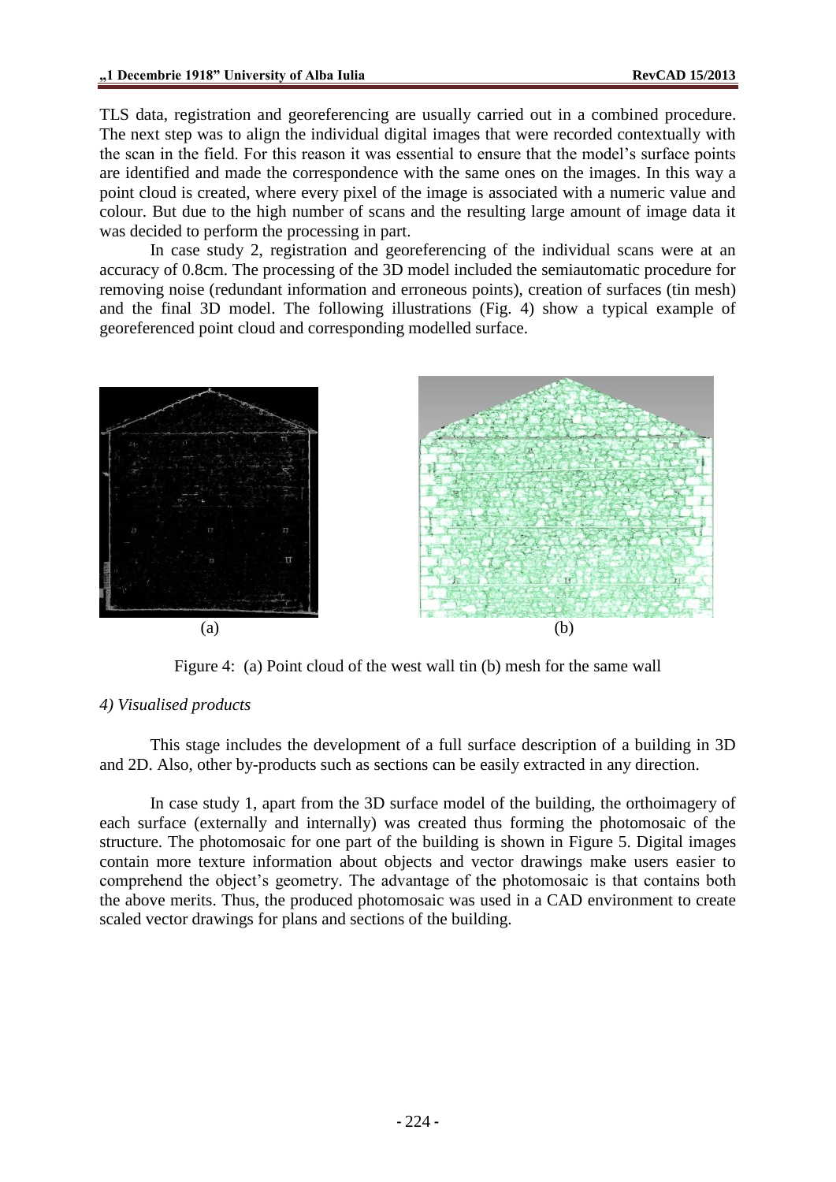TLS data, registration and georeferencing are usually carried out in a combined procedure. The next step was to align the individual digital images that were recorded contextually with the scan in the field. For this reason it was essential to ensure that the model's surface points are identified and made the correspondence with the same ones on the images. In this way a point cloud is created, where every pixel of the image is associated with a numeric value and colour. But due to the high number of scans and the resulting large amount of image data it was decided to perform the processing in part.

In case study 2, registration and georeferencing of the individual scans were at an accuracy of 0.8cm. The processing of the 3D model included the semiautomatic procedure for removing noise (redundant information and erroneous points), creation of surfaces (tin mesh) and the final 3D model. The following illustrations (Fig. 4) show a typical example of georeferenced point cloud and corresponding modelled surface.

(a) (b)

Figure 4: (a) Point cloud of the west wall tin (b) mesh for the same wall

*4) Visualised products*

This stage includes the development of a full surface description of a building in 3D and 2D. Also, other by-products such as sections can be easily extracted in any direction.

In case study 1, apart from the 3D surface model of the building, the orthoimagery of each surface (externally and internally) was created thus forming the photomosaic of the structure. The photomosaic for one part of the building is shown in Figure 5. Digital images contain more texture information about objects and vector drawings make users easier to comprehend the object's geometry. The advantage of the photomosaic is that contains both the above merits. Thus, the produced photomosaic was used in a CAD environment to create scaled vector drawings for plans and sections of the building.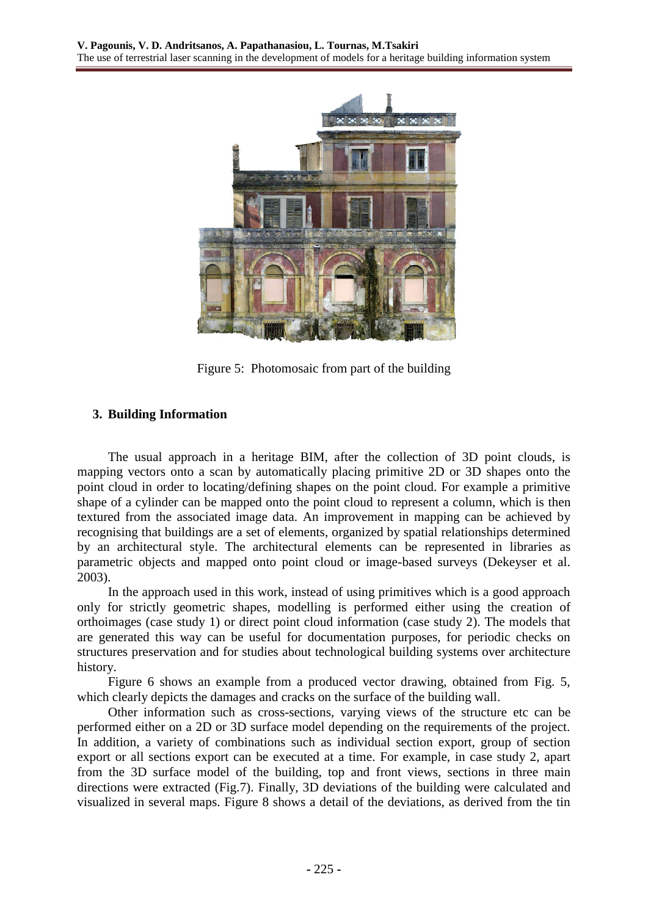Figure 5: Photomosaic from part of the building

## 3. Building Information

The usual approach in a heritage BIM, after the collection of 3D point clouds, is mapping vectors onto a scan by automatically placing primitive 2D or 3D shapes onto the point cloud in order to locating/defining shapes on the point cloud. For example a primitive shape of a cylinder can be mapped onto the point cloud to represent a column, which is then textured from the associated image data. An improvement in mapping can be achieved by recognising that buildings are a set of elements, organized by spatial relationships determined by an architectural style. The architectural elements can be represented in libraries as parametric objects and mapped onto point cloud or image-based surveys (Dekeyser et al. 2003).

In the approach used in this work, instead of using primitives which is a good approach only for strictly geometric shapes, modelling is performed either using the creation of orthoimages (case study 1) or direct point cloud information (case study 2). The models that are generated this way can be useful for documentation purposes, for periodic checks on structures preservation and for studies about technological building systems over architecture history.

Figure 6 shows an example from a produced vector drawing, obtained from Fig. 5, which clearly depicts the damages and cracks on the surface of the building wall.

Other information such as cross-sections, varying views of the structure etc can be performed either on a 2D or 3D surface model depending on the requirements of the project. In addition, a variety of combinations such as individual section export, group of section export or all sections export can be executed at a time. For example, in case study 2, apart from the 3D surface model of the building, top and front views, sections in three main directions were extracted (Fig.7). Finally, 3D deviations of the building were calculated and visualized in several maps. Figure 8 shows a detail of the deviations, as derived from the tin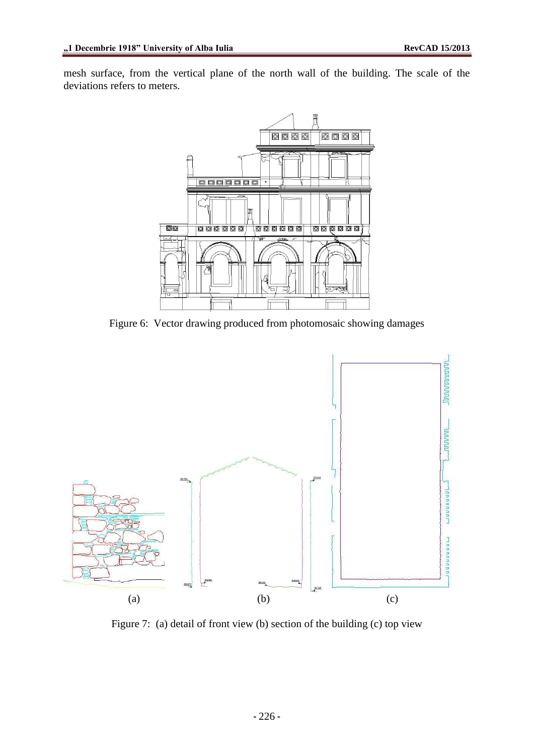mesh surface, from the vertical plane of the north wall of the building. The scale of the deviations refers to meters.

Figure 6: Vector drawing produced from photomosaic showing damages

(a) (b) (c)

Figure 7: (a) detail of front view (b) section of the building (c) top view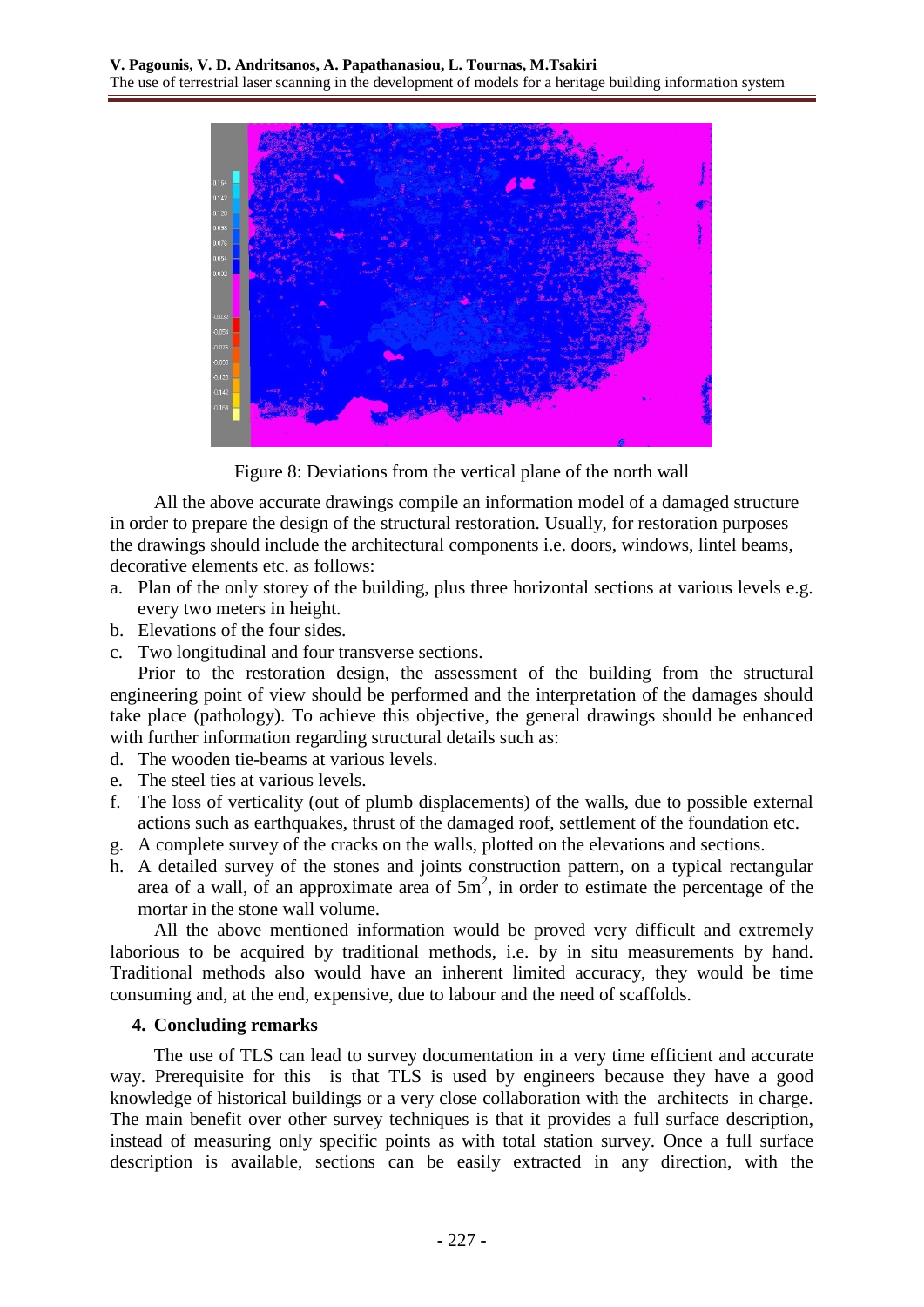Figure 8: Deviations from the vertical plane of the north wall

All the above accurate drawings compile an information model of a damaged structure in order to prepare the design of the structural restoration. Usually, for restoration purposes the drawings should include the architectural components i.e. doors, windows, lintel beams, decorative elements etc. as follows:

a. Plan of the only storey of the building, plus three horizontal sections at various levels e.g. every two meters in height.
b. Elevations of the four sides.
c. Two longitudinal and four transverse sections.

Prior to the restoration design, the assessment of the building from the structural engineering point of view should be performed and the interpretation of the damages should take place (pathology). To achieve this objective, the general drawings should be enhanced with further information regarding structural details such as:

d. The wooden tie-beams at various levels.
e. The steel ties at various levels.
f. The loss of verticality (out of plumb displacements) of the walls, due to possible external actions such as earthquakes, thrust of the damaged roof, settlement of the foundation etc.
g. A complete survey of the cracks on the walls, plotted on the elevations and sections.
h. A detailed survey of the stones and joints construction pattern, on a typical rectangular area of a wall, of an approximate area of $5m^2$, in order to estimate the percentage of the mortar in the stone wall volume.

All the above mentioned information would be proved very difficult and extremely laborious to be acquired by traditional methods, i.e. by in situ measurements by hand. Traditional methods also would have an inherent limited accuracy, they would be time consuming and, at the end, expensive, due to labour and the need of scaffolds.

## 4. Concluding remarks

The use of TLS can lead to survey documentation in a very time efficient and accurate way. Prerequisite for this is that TLS is used by engineers because they have a good knowledge of historical buildings or a very close collaboration with the architects in charge. The main benefit over other survey techniques is that it provides a full surface description, instead of measuring only specific points as with total station survey. Once a full surface description is available, sections can be easily extracted in any direction, with the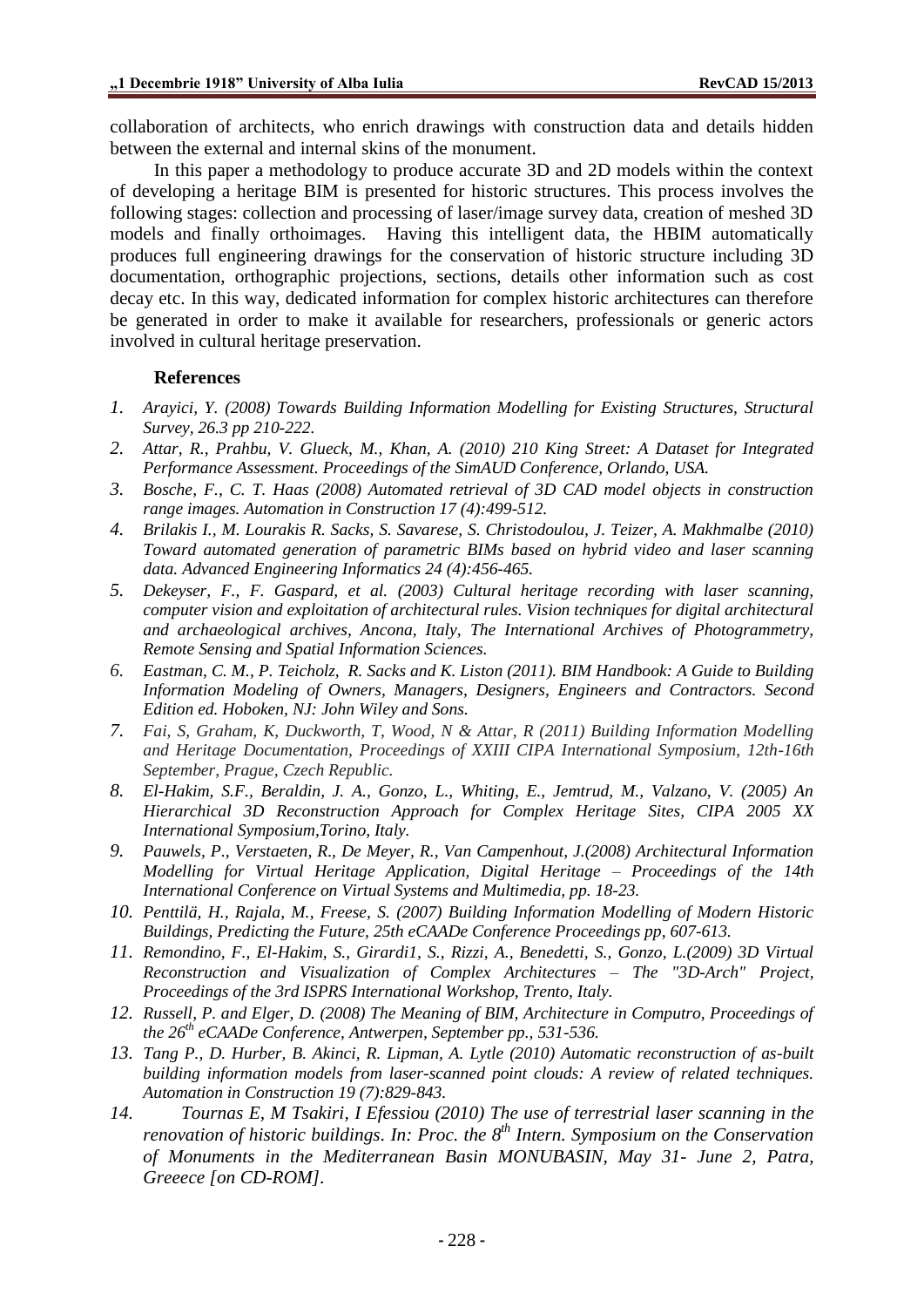collaboration of architects, who enrich drawings with construction data and details hidden between the external and internal skins of the monument.

In this paper a methodology to produce accurate 3D and 2D models within the context of developing a heritage BIM is presented for historic structures. This process involves the following stages: collection and processing of laser/image survey data, creation of meshed 3D models and finally orthoimages. Having this intelligent data, the HBIM automatically produces full engineering drawings for the conservation of historic structure including 3D documentation, orthographic projections, sections, details other information such as cost decay etc. In this way, dedicated information for complex historic architectures can therefore be generated in order to make it available for researchers, professionals or generic actors involved in cultural heritage preservation.

## References

1. *Arayici, Y. (2008) Towards Building Information Modelling for Existing Structures, Structural Survey, 26.3 pp 210-222.*
2. *Attar, R., Prahbu, V. Glueck, M., Khan, A. (2010) 210 King Street: A Dataset for Integrated Performance Assessment. Proceedings of the SimAUD Conference, Orlando, USA.*
3. *Bosche, F., C. T. Haas (2008) Automated retrieval of 3D CAD model objects in construction range images. Automation in Construction 17 (4):499-512.*
4. *Brilakis I., M. Lourakis R. Sacks, S. Savarese, S. Christodoulou, J. Teizer, A. Makhmalbe (2010) Toward automated generation of parametric BIMs based on hybrid video and laser scanning data. Advanced Engineering Informatics 24 (4):456-465.*
5. *Dekeyser, F., F. Gaspard, et al. (2003) Cultural heritage recording with laser scanning, computer vision and exploitation of architectural rules. Vision techniques for digital architectural and archaeological archives, Ancona, Italy, The International Archives of Photogrammetry, Remote Sensing and Spatial Information Sciences.*
6. *Eastman, C. M., P. Teicholz, R. Sacks and K. Liston (2011). BIM Handbook: A Guide to Building Information Modeling of Owners, Managers, Designers, Engineers and Contractors. Second Edition ed. Hoboken, NJ: John Wiley and Sons.*
7. *Fai, S, Graham, K, Duckworth, T, Wood, N & Attar, R (2011) Building Information Modelling and Heritage Documentation, Proceedings of XXIII CIPA International Symposium, 12th-16th September, Prague, Czech Republic.*
8. *El-Hakim, S.F., Beraldin, J. A., Gonzo, L., Whiting, E., Jemtrud, M., Valzano, V. (2005) An Hierarchical 3D Reconstruction Approach for Complex Heritage Sites, CIPA 2005 XX International Symposium,Torino, Italy.*
9. *Pauwels, P., Verstaeten, R., De Meyer, R., Van Campenhout, J.(2008) Architectural Information Modelling for Virtual Heritage Application, Digital Heritage – Proceedings of the 14th International Conference on Virtual Systems and Multimedia, pp. 18-23.*
10. *Penttilä, H., Rajala, M., Freese, S. (2007) Building Information Modelling of Modern Historic Buildings, Predicting the Future, 25th eCAADe Conference Proceedings pp, 607-613.*
11. *Remondino, F., El-Hakim, S., Girardi1, S., Rizzi, A., Benedetti, S., Gonzo, L.(2009) 3D Virtual Reconstruction and Visualization of Complex Architectures – The "3D-Arch" Project, Proceedings of the 3rd ISPRS International Workshop, Trento, Italy.*
12. *Russell, P. and Elger, D. (2008) The Meaning of BIM, Architecture in Computro, Proceedings of the 26th eCAADe Conference, Antwerpen, September pp., 531-536.*
13. *Tang P., D. Hurber, B. Akinci, R. Lipman, A. Lytle (2010) Automatic reconstruction of as-built building information models from laser-scanned point clouds: A review of related techniques. Automation in Construction 19 (7):829-843.*
14. *Tournas E, M Tsakiri, I Efessiou (2010) The use of terrestrial laser scanning in the renovation of historic buildings. In: Proc. the 8th Intern. Symposium on the Conservation of Monuments in the Mediterranean Basin MONUBASIN, May 31- June 2, Patra, Greeece [on CD-ROM].*